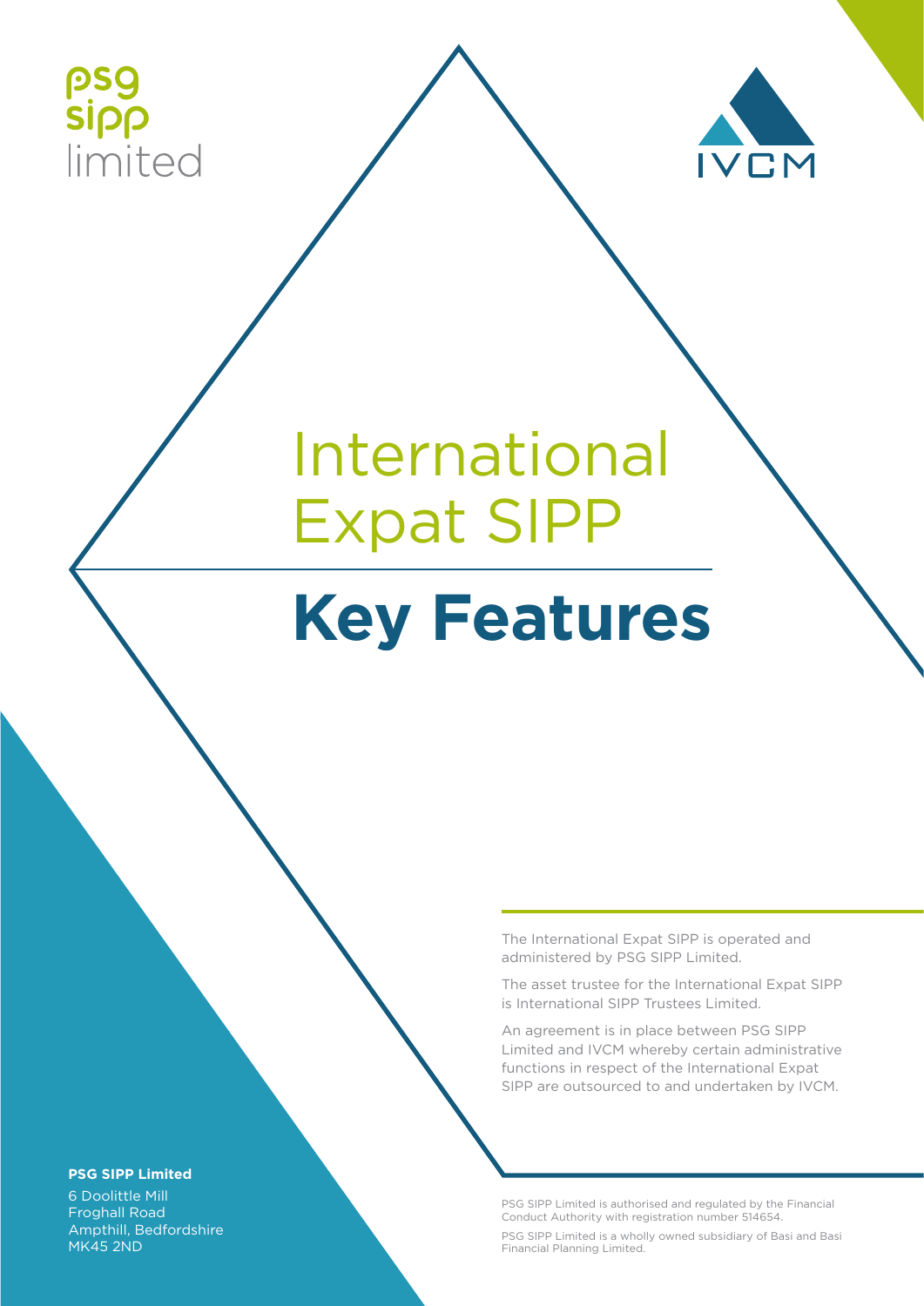psg sipp limited

IVCM

# International Expat SIPP

# Key Features

The International Expat SIPP is operated and administered by PSG SIPP Limited.

The asset trustee for the International Expat SIPP is International SIPP Trustees Limited.

An agreement is in place between PSG SIPP Limited and IVCM whereby certain administrative functions in respect of the International Expat SIPP are outsourced to and undertaken by IVCM.

**PSG SIPP Limited**
6 Doolittle Mill
Froghall Road
Ampthill, Bedfordshire
MK45 2ND

PSG SIPP Limited is authorised and regulated by the Financial Conduct Authority with registration number 514654.

PSG SIPP Limited is a wholly owned subsidiary of Basi and Basi Financial Planning Limited.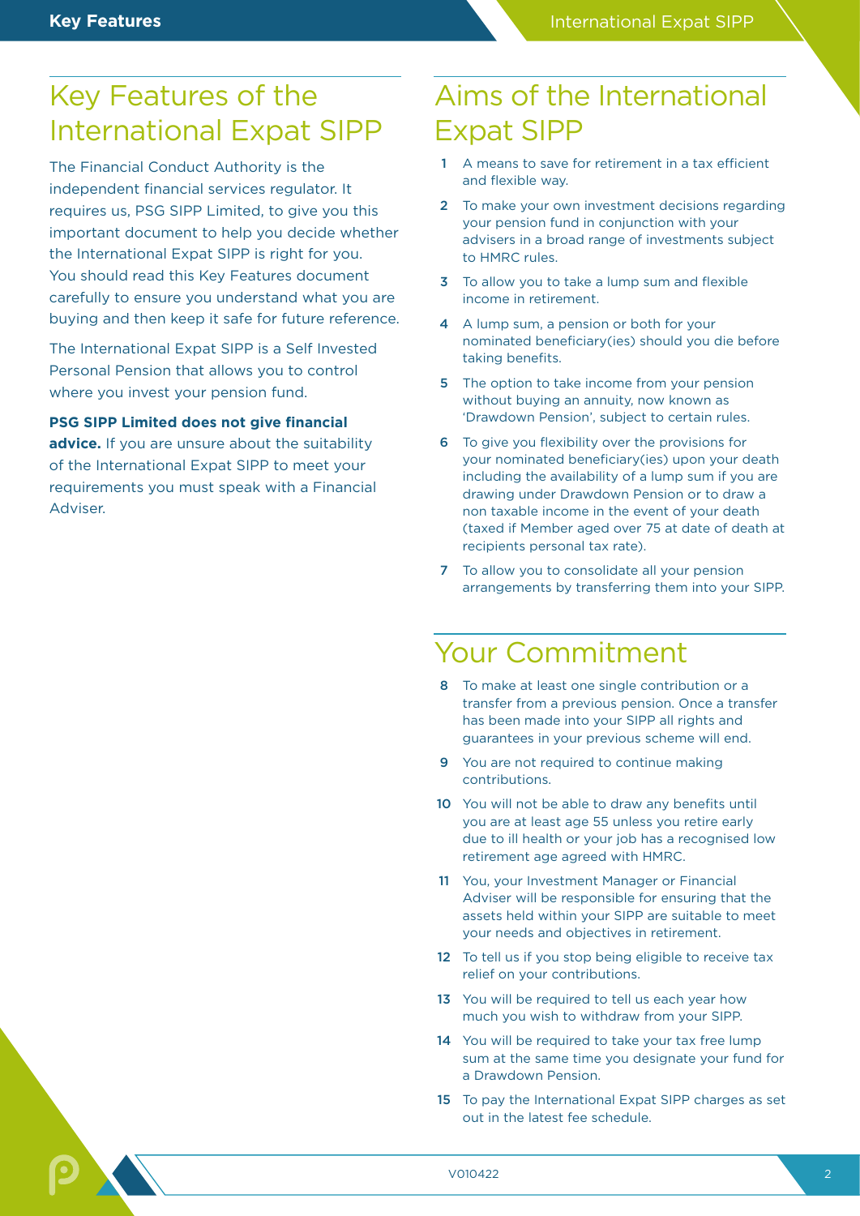## Key Features of the International Expat SIPP

The Financial Conduct Authority is the independent financial services regulator. It requires us, PSG SIPP Limited, to give you this important document to help you decide whether the International Expat SIPP is right for you. You should read this Key Features document carefully to ensure you understand what you are buying and then keep it safe for future reference.

The International Expat SIPP is a Self Invested Personal Pension that allows you to control where you invest your pension fund.

**PSG SIPP Limited does not give financial advice.** If you are unsure about the suitability of the International Expat SIPP to meet your requirements you must speak with a Financial Adviser.

## Aims of the International Expat SIPP

1. A means to save for retirement in a tax efficient and flexible way.
2. To make your own investment decisions regarding your pension fund in conjunction with your advisers in a broad range of investments subject to HMRC rules.
3. To allow you to take a lump sum and flexible income in retirement.
4. A lump sum, a pension or both for your nominated beneficiary(ies) should you die before taking benefits.
5. The option to take income from your pension without buying an annuity, now known as 'Drawdown Pension', subject to certain rules.
6. To give you flexibility over the provisions for your nominated beneficiary(ies) upon your death including the availability of a lump sum if you are drawing under Drawdown Pension or to draw a non taxable income in the event of your death (taxed if Member aged over 75 at date of death at recipients personal tax rate).
7. To allow you to consolidate all your pension arrangements by transferring them into your SIPP.

## Your Commitment

8. To make at least one single contribution or a transfer from a previous pension. Once a transfer has been made into your SIPP all rights and guarantees in your previous scheme will end.
9. You are not required to continue making contributions.
10. You will not be able to draw any benefits until you are at least age 55 unless you retire early due to ill health or your job has a recognised low retirement age agreed with HMRC.
11. You, your Investment Manager or Financial Adviser will be responsible for ensuring that the assets held within your SIPP are suitable to meet your needs and objectives in retirement.
12. To tell us if you stop being eligible to receive tax relief on your contributions.
13. You will be required to tell us each year how much you wish to withdraw from your SIPP.
14. You will be required to take your tax free lump sum at the same time you designate your fund for a Drawdown Pension.
15. To pay the International Expat SIPP charges as set out in the latest fee schedule.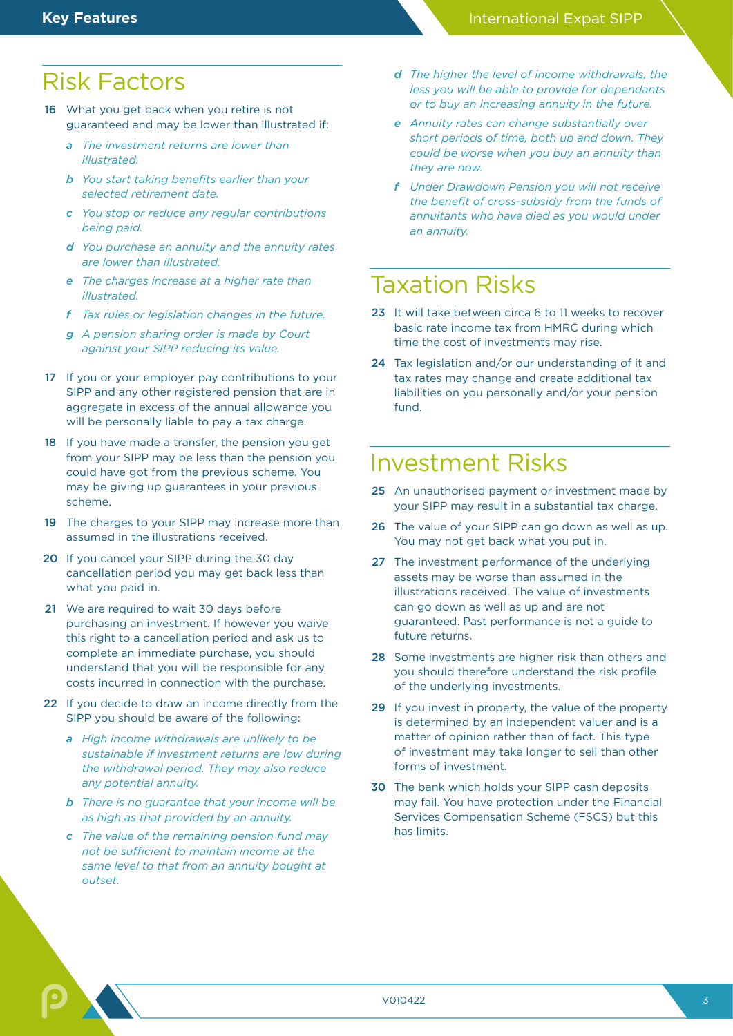## Risk Factors

**16** What you get back when you retire is not guaranteed and may be lower than illustrated if:

- **a** *The investment returns are lower than illustrated.*
- **b** *You start taking benefits earlier than your selected retirement date.*
- **c** *You stop or reduce any regular contributions being paid.*
- **d** *You purchase an annuity and the annuity rates are lower than illustrated.*
- **e** *The charges increase at a higher rate than illustrated.*
- **f** *Tax rules or legislation changes in the future.*
- **g** *A pension sharing order is made by Court against your SIPP reducing its value.*

**17** If you or your employer pay contributions to your SIPP and any other registered pension that are in aggregate in excess of the annual allowance you will be personally liable to pay a tax charge.

**18** If you have made a transfer, the pension you get from your SIPP may be less than the pension you could have got from the previous scheme. You may be giving up guarantees in your previous scheme.

**19** The charges to your SIPP may increase more than assumed in the illustrations received.

**20** If you cancel your SIPP during the 30 day cancellation period you may get back less than what you paid in.

**21** We are required to wait 30 days before purchasing an investment. If however you waive this right to a cancellation period and ask us to complete an immediate purchase, you should understand that you will be responsible for any costs incurred in connection with the purchase.

**22** If you decide to draw an income directly from the SIPP you should be aware of the following:

- **a** *High income withdrawals are unlikely to be sustainable if investment returns are low during the withdrawal period. They may also reduce any potential annuity.*
- **b** *There is no guarantee that your income will be as high as that provided by an annuity.*
- **c** *The value of the remaining pension fund may not be sufficient to maintain income at the same level to that from an annuity bought at outset.*
- **d** *The higher the level of income withdrawals, the less you will be able to provide for dependants or to buy an increasing annuity in the future.*
- **e** *Annuity rates can change substantially over short periods of time, both up and down. They could be worse when you buy an annuity than they are now.*
- **f** *Under Drawdown Pension you will not receive the benefit of cross-subsidy from the funds of annuitants who have died as you would under an annuity.*

## Taxation Risks

**23** It will take between circa 6 to 11 weeks to recover basic rate income tax from HMRC during which time the cost of investments may rise.

**24** Tax legislation and/or our understanding of it and tax rates may change and create additional tax liabilities on you personally and/or your pension fund.

## Investment Risks

**25** An unauthorised payment or investment made by your SIPP may result in a substantial tax charge.

**26** The value of your SIPP can go down as well as up. You may not get back what you put in.

**27** The investment performance of the underlying assets may be worse than assumed in the illustrations received. The value of investments can go down as well as up and are not guaranteed. Past performance is not a guide to future returns.

**28** Some investments are higher risk than others and you should therefore understand the risk profile of the underlying investments.

**29** If you invest in property, the value of the property is determined by an independent valuer and is a matter of opinion rather than of fact. This type of investment may take longer to sell than other forms of investment.

**30** The bank which holds your SIPP cash deposits may fail. You have protection under the Financial Services Compensation Scheme (FSCS) but this has limits.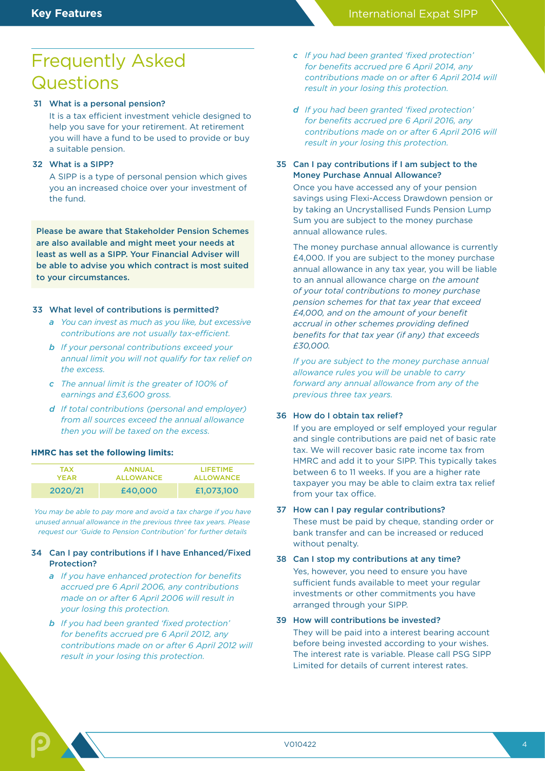# Frequently Asked Questions

**31 What is a personal pension?**

It is a tax efficient investment vehicle designed to help you save for your retirement. At retirement you will have a fund to be used to provide or buy a suitable pension.

**32 What is a SIPP?**

A SIPP is a type of personal pension which gives you an increased choice over your investment of the fund.

**Please be aware that Stakeholder Pension Schemes are also available and might meet your needs at least as well as a SIPP. Your Financial Adviser will be able to advise you which contract is most suited to your circumstances.**

**33 What level of contributions is permitted?**

- **a** *You can invest as much as you like, but excessive contributions are not usually tax-efficient.*
- **b** *If your personal contributions exceed your annual limit you will not qualify for tax relief on the excess.*
- **c** *The annual limit is the greater of 100% of earnings and £3,600 gross.*
- **d** *If total contributions (personal and employer) from all sources exceed the annual allowance then you will be taxed on the excess.*

**HMRC has set the following limits:**

| TAX YEAR | ANNUAL ALLOWANCE | LIFETIME ALLOWANCE |
|---|---|---|
| 2020/21 | £40,000 | £1,073,100 |

*You may be able to pay more and avoid a tax charge if you have unused annual allowance in the previous three tax years. Please request our 'Guide to Pension Contribution' for further details*

**34 Can I pay contributions if I have Enhanced/Fixed Protection?**

- **a** *If you have enhanced protection for benefits accrued pre 6 April 2006, any contributions made on or after 6 April 2006 will result in your losing this protection.*
- **b** *If you had been granted 'fixed protection' for benefits accrued pre 6 April 2012, any contributions made on or after 6 April 2012 will result in your losing this protection.*
- **c** *If you had been granted 'fixed protection' for benefits accrued pre 6 April 2014, any contributions made on or after 6 April 2014 will result in your losing this protection.*
- **d** *If you had been granted 'fixed protection' for benefits accrued pre 6 April 2016, any contributions made on or after 6 April 2016 will result in your losing this protection.*

**35 Can I pay contributions if I am subject to the Money Purchase Annual Allowance?**

Once you have accessed any of your pension savings using Flexi-Access Drawdown pension or by taking an Uncrystallised Funds Pension Lump Sum you are subject to the money purchase annual allowance rules.

The money purchase annual allowance is currently £4,000. If you are subject to the money purchase annual allowance in any tax year, you will be liable to an annual allowance charge on *the amount of your total contributions to money purchase pension schemes for that tax year that exceed £4,000, and on the amount of your benefit accrual in other schemes providing defined benefits for that tax year (if any) that exceeds £30,000.*

*If you are subject to the money purchase annual allowance rules you will be unable to carry forward any annual allowance from any of the previous three tax years.*

**36 How do I obtain tax relief?**

If you are employed or self employed your regular and single contributions are paid net of basic rate tax. We will recover basic rate income tax from HMRC and add it to your SIPP. This typically takes between 6 to 11 weeks. If you are a higher rate taxpayer you may be able to claim extra tax relief from your tax office.

**37 How can I pay regular contributions?**

These must be paid by cheque, standing order or bank transfer and can be increased or reduced without penalty.

**38 Can I stop my contributions at any time?**

Yes, however, you need to ensure you have sufficient funds available to meet your regular investments or other commitments you have arranged through your SIPP.

**39 How will contributions be invested?**

They will be paid into a interest bearing account before being invested according to your wishes. The interest rate is variable. Please call PSG SIPP Limited for details of current interest rates.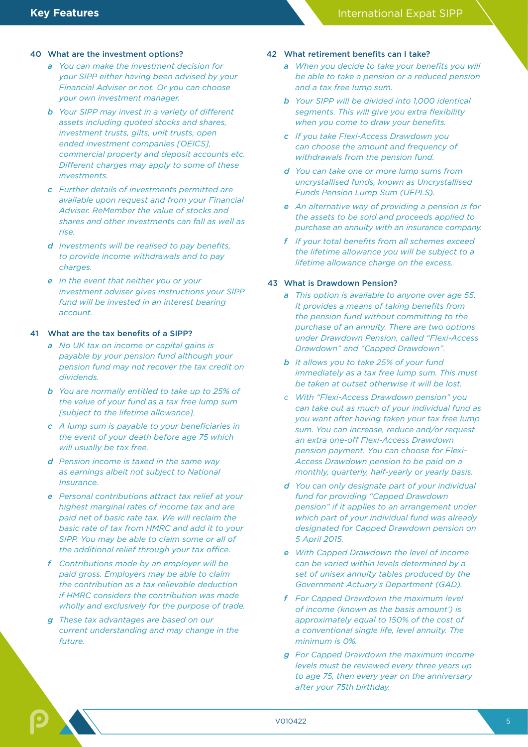### 40 What are the investment options?

- *a* *You can make the investment decision for your SIPP either having been advised by your Financial Adviser or not. Or you can choose your own investment manager.*
- *b* *Your SIPP may invest in a variety of different assets including quoted stocks and shares, investment trusts, gilts, unit trusts, open ended investment companies [OEICS], commercial property and deposit accounts etc. Different charges may apply to some of these investments.*
- *c* *Further details of investments permitted are available upon request and from your Financial Adviser. ReMember the value of stocks and shares and other investments can fall as well as rise.*
- *d* *Investments will be realised to pay benefits, to provide income withdrawals and to pay charges.*
- *e* *In the event that neither you or your investment adviser gives instructions your SIPP fund will be invested in an interest bearing account.*

### 41 What are the tax benefits of a SIPP?

- *a* *No UK tax on income or capital gains is payable by your pension fund although your pension fund may not recover the tax credit on dividends.*
- *b* *You are normally entitled to take up to 25% of the value of your fund as a tax free lump sum [subject to the lifetime allowance].*
- *c* *A lump sum is payable to your beneficiaries in the event of your death before age 75 which will usually be tax free.*
- *d* *Pension income is taxed in the same way as earnings albeit not subject to National Insurance.*
- *e* *Personal contributions attract tax relief at your highest marginal rates of income tax and are paid net of basic rate tax. We will reclaim the basic rate of tax from HMRC and add it to your SIPP. You may be able to claim some or all of the additional relief through your tax office.*
- *f* *Contributions made by an employer will be paid gross. Employers may be able to claim the contribution as a tax relievable deduction if HMRC considers the contribution was made wholly and exclusively for the purpose of trade.*
- *g* *These tax advantages are based on our current understanding and may change in the future.*

### 42 What retirement benefits can I take?

- *a* *When you decide to take your benefits you will be able to take a pension or a reduced pension and a tax free lump sum.*
- *b* *Your SIPP will be divided into 1,000 identical segments. This will give you extra flexibility when you come to draw your benefits.*
- *c* *If you take Flexi-Access Drawdown you can choose the amount and frequency of withdrawals from the pension fund.*
- *d* *You can take one or more lump sums from uncrystallised funds, known as Uncrystallised Funds Pension Lump Sum (UFPLS).*
- *e* *An alternative way of providing a pension is for the assets to be sold and proceeds applied to purchase an annuity with an insurance company.*
- *f* *If your total benefits from all schemes exceed the lifetime allowance you will be subject to a lifetime allowance charge on the excess.*

### 43 What is Drawdown Pension?

- *a* *This option is available to anyone over age 55. It provides a means of taking benefits from the pension fund without committing to the purchase of an annuity. There are two options under Drawdown Pension, called "Flexi-Access Drawdown" and "Capped Drawdown".*
- *b* *It allows you to take 25% of your fund immediately as a tax free lump sum. This must be taken at outset otherwise it will be lost.*
- *c* *With "Flexi-Access Drawdown pension" you can take out as much of your individual fund as you want after having taken your tax free lump sum. You can increase, reduce and/or request an extra one-off Flexi-Access Drawdown pension payment. You can choose for Flexi-Access Drawdown pension to be paid on a monthly, quarterly, half-yearly or yearly basis.*
- *d* *You can only designate part of your individual fund for providing "Capped Drawdown pension" if it applies to an arrangement under which part of your individual fund was already designated for Capped Drawdown pension on 5 April 2015.*
- *e* *With Capped Drawdown the level of income can be varied within levels determined by a set of unisex annuity tables produced by the Government Actuary's Department (GAD).*
- *f* *For Capped Drawdown the maximum level of income (known as the basis amount') is approximately equal to 150% of the cost of a conventional single life, level annuity. The minimum is 0%.*
- *g* *For Capped Drawdown the maximum income levels must be reviewed every three years up to age 75, then every year on the anniversary after your 75th birthday.*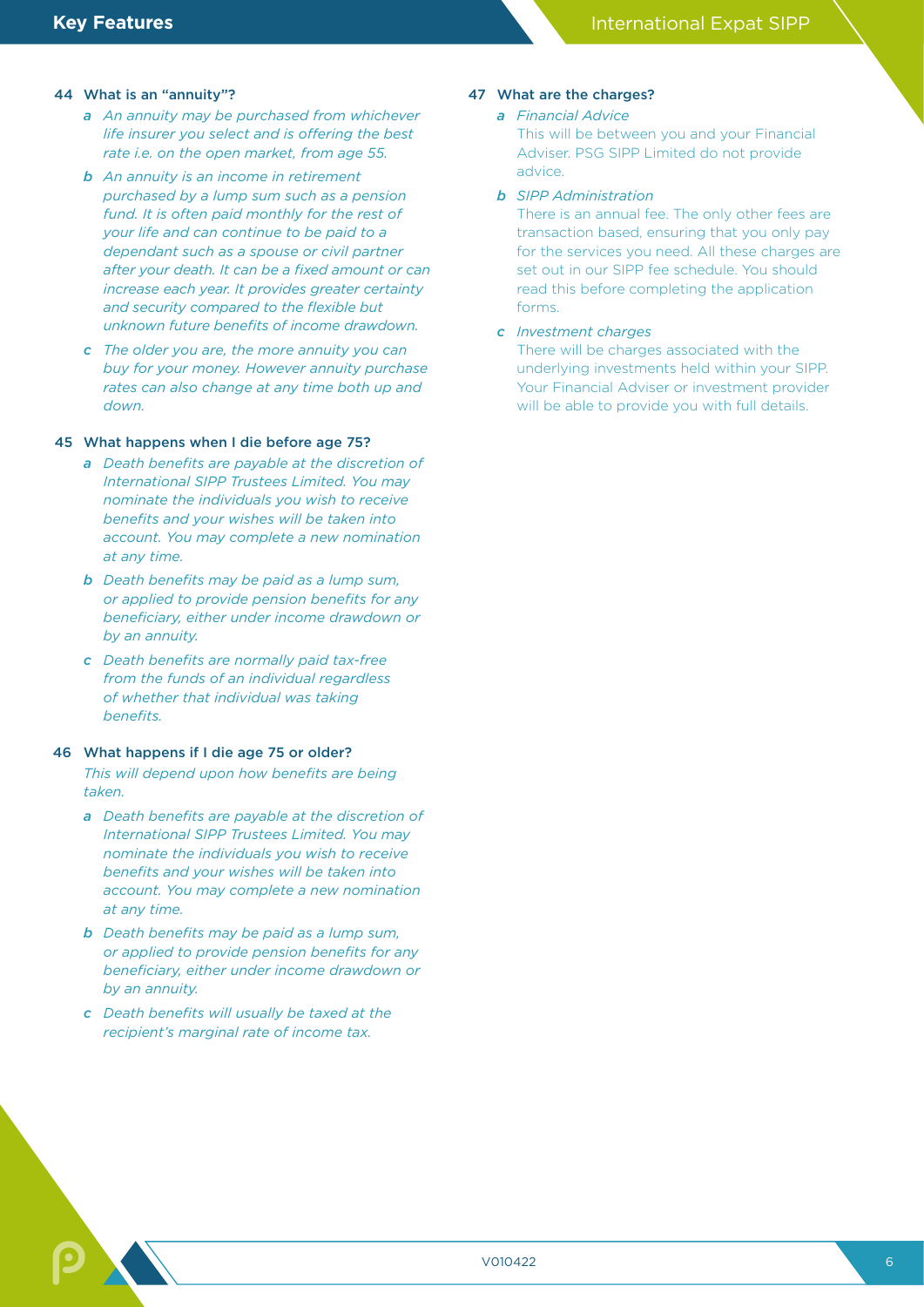### 44 What is an "annuity"?

- **a** *An annuity may be purchased from whichever life insurer you select and is offering the best rate i.e. on the open market, from age 55.*
- **b** *An annuity is an income in retirement purchased by a lump sum such as a pension fund. It is often paid monthly for the rest of your life and can continue to be paid to a dependant such as a spouse or civil partner after your death. It can be a fixed amount or can increase each year. It provides greater certainty and security compared to the flexible but unknown future benefits of income drawdown.*
- **c** *The older you are, the more annuity you can buy for your money. However annuity purchase rates can also change at any time both up and down.*

### 45 What happens when I die before age 75?

- **a** *Death benefits are payable at the discretion of International SIPP Trustees Limited. You may nominate the individuals you wish to receive benefits and your wishes will be taken into account. You may complete a new nomination at any time.*
- **b** *Death benefits may be paid as a lump sum, or applied to provide pension benefits for any beneficiary, either under income drawdown or by an annuity.*
- **c** *Death benefits are normally paid tax-free from the funds of an individual regardless of whether that individual was taking benefits.*

### 46 What happens if I die age 75 or older?

*This will depend upon how benefits are being taken.*

- **a** *Death benefits are payable at the discretion of International SIPP Trustees Limited. You may nominate the individuals you wish to receive benefits and your wishes will be taken into account. You may complete a new nomination at any time.*
- **b** *Death benefits may be paid as a lump sum, or applied to provide pension benefits for any beneficiary, either under income drawdown or by an annuity.*
- **c** *Death benefits will usually be taxed at the recipient's marginal rate of income tax.*

### 47 What are the charges?

- **a** *Financial Advice*

  This will be between you and your Financial Adviser. PSG SIPP Limited do not provide advice.

- **b** *SIPP Administration*

  There is an annual fee. The only other fees are transaction based, ensuring that you only pay for the services you need. All these charges are set out in our SIPP fee schedule. You should read this before completing the application forms.

- **c** *Investment charges*

  There will be charges associated with the underlying investments held within your SIPP. Your Financial Adviser or investment provider will be able to provide you with full details.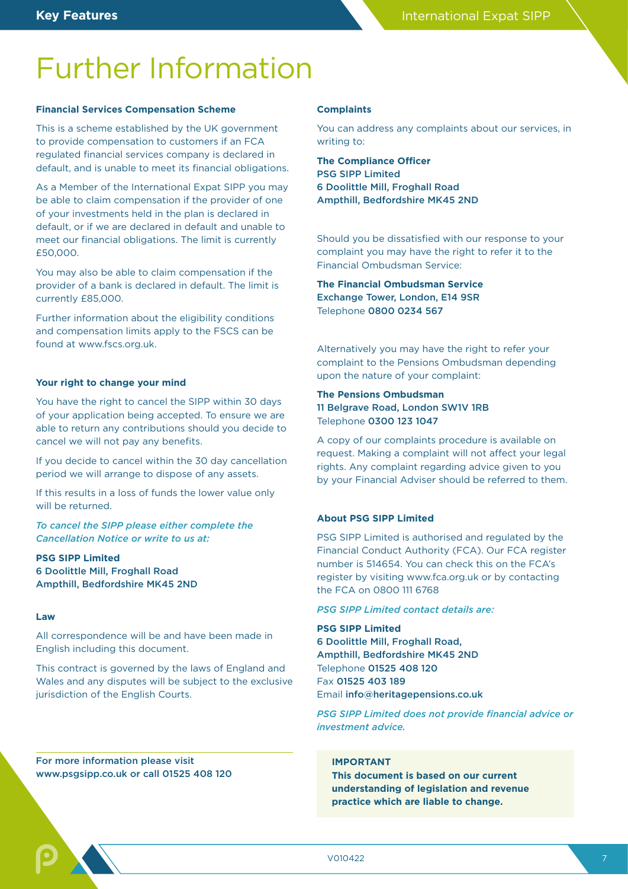# Further Information

### Financial Services Compensation Scheme

This is a scheme established by the UK government to provide compensation to customers if an FCA regulated financial services company is declared in default, and is unable to meet its financial obligations.

As a Member of the International Expat SIPP you may be able to claim compensation if the provider of one of your investments held in the plan is declared in default, or if we are declared in default and unable to meet our financial obligations. The limit is currently £50,000.

You may also be able to claim compensation if the provider of a bank is declared in default. The limit is currently £85,000.

Further information about the eligibility conditions and compensation limits apply to the FSCS can be found at www.fscs.org.uk.

### Your right to change your mind

You have the right to cancel the SIPP within 30 days of your application being accepted. To ensure we are able to return any contributions should you decide to cancel we will not pay any benefits.

If you decide to cancel within the 30 day cancellation period we will arrange to dispose of any assets.

If this results in a loss of funds the lower value only will be returned.

*To cancel the SIPP please either complete the Cancellation Notice or write to us at:*

**PSG SIPP Limited**
**6 Doolittle Mill, Froghall Road**
**Ampthill, Bedfordshire MK45 2ND**

### Law

All correspondence will be and have been made in English including this document.

This contract is governed by the laws of England and Wales and any disputes will be subject to the exclusive jurisdiction of the English Courts.

For more information please visit www.psgsipp.co.uk or call 01525 408 120

### Complaints

You can address any complaints about our services, in writing to:

**The Compliance Officer**
**PSG SIPP Limited**
**6 Doolittle Mill, Froghall Road**
**Ampthill, Bedfordshire MK45 2ND**

Should you be dissatisfied with our response to your complaint you may have the right to refer it to the Financial Ombudsman Service:

**The Financial Ombudsman Service**
**Exchange Tower, London, E14 9SR**
Telephone **0800 0234 567**

Alternatively you may have the right to refer your complaint to the Pensions Ombudsman depending upon the nature of your complaint:

**The Pensions Ombudsman**
**11 Belgrave Road, London SW1V 1RB**
Telephone **0300 123 1047**

A copy of our complaints procedure is available on request. Making a complaint will not affect your legal rights. Any complaint regarding advice given to you by your Financial Adviser should be referred to them.

### About PSG SIPP Limited

PSG SIPP Limited is authorised and regulated by the Financial Conduct Authority (FCA). Our FCA register number is 514654. You can check this on the FCA's register by visiting www.fca.org.uk or by contacting the FCA on 0800 111 6768

*PSG SIPP Limited contact details are:*

**PSG SIPP Limited**
**6 Doolittle Mill, Froghall Road,**
**Ampthill, Bedfordshire MK45 2ND**
Telephone **01525 408 120**
Fax **01525 403 189**
Email **info@heritagepensions.co.uk**

*PSG SIPP Limited does not provide financial advice or investment advice.*

**IMPORTANT**
**This document is based on our current understanding of legislation and revenue practice which are liable to change.**

V010422